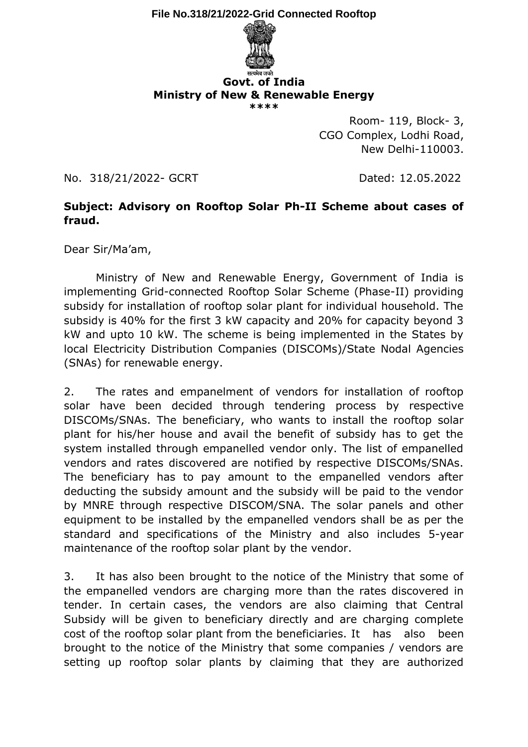File No.318/21/2022-Grid Connected Rooftop

सत्यमेव जयते

**Govt. of India**
**Ministry of New & Renewable Energy**
****

Room- 119, Block- 3,
CGO Complex, Lodhi Road,
New Delhi-110003.

No. 318/21/2022- GCRT Dated: 12.05.2022

**Subject: Advisory on Rooftop Solar Ph-II Scheme about cases of fraud.**

Dear Sir/Ma'am,

Ministry of New and Renewable Energy, Government of India is implementing Grid-connected Rooftop Solar Scheme (Phase-II) providing subsidy for installation of rooftop solar plant for individual household. The subsidy is 40% for the first 3 kW capacity and 20% for capacity beyond 3 kW and upto 10 kW. The scheme is being implemented in the States by local Electricity Distribution Companies (DISCOMs)/State Nodal Agencies (SNAs) for renewable energy.

2. The rates and empanelment of vendors for installation of rooftop solar have been decided through tendering process by respective DISCOMs/SNAs. The beneficiary, who wants to install the rooftop solar plant for his/her house and avail the benefit of subsidy has to get the system installed through empanelled vendor only. The list of empanelled vendors and rates discovered are notified by respective DISCOMs/SNAs. The beneficiary has to pay amount to the empanelled vendors after deducting the subsidy amount and the subsidy will be paid to the vendor by MNRE through respective DISCOM/SNA. The solar panels and other equipment to be installed by the empanelled vendors shall be as per the standard and specifications of the Ministry and also includes 5-year maintenance of the rooftop solar plant by the vendor.

3. It has also been brought to the notice of the Ministry that some of the empanelled vendors are charging more than the rates discovered in tender. In certain cases, the vendors are also claiming that Central Subsidy will be given to beneficiary directly and are charging complete cost of the rooftop solar plant from the beneficiaries. It has also been brought to the notice of the Ministry that some companies / vendors are setting up rooftop solar plants by claiming that they are authorized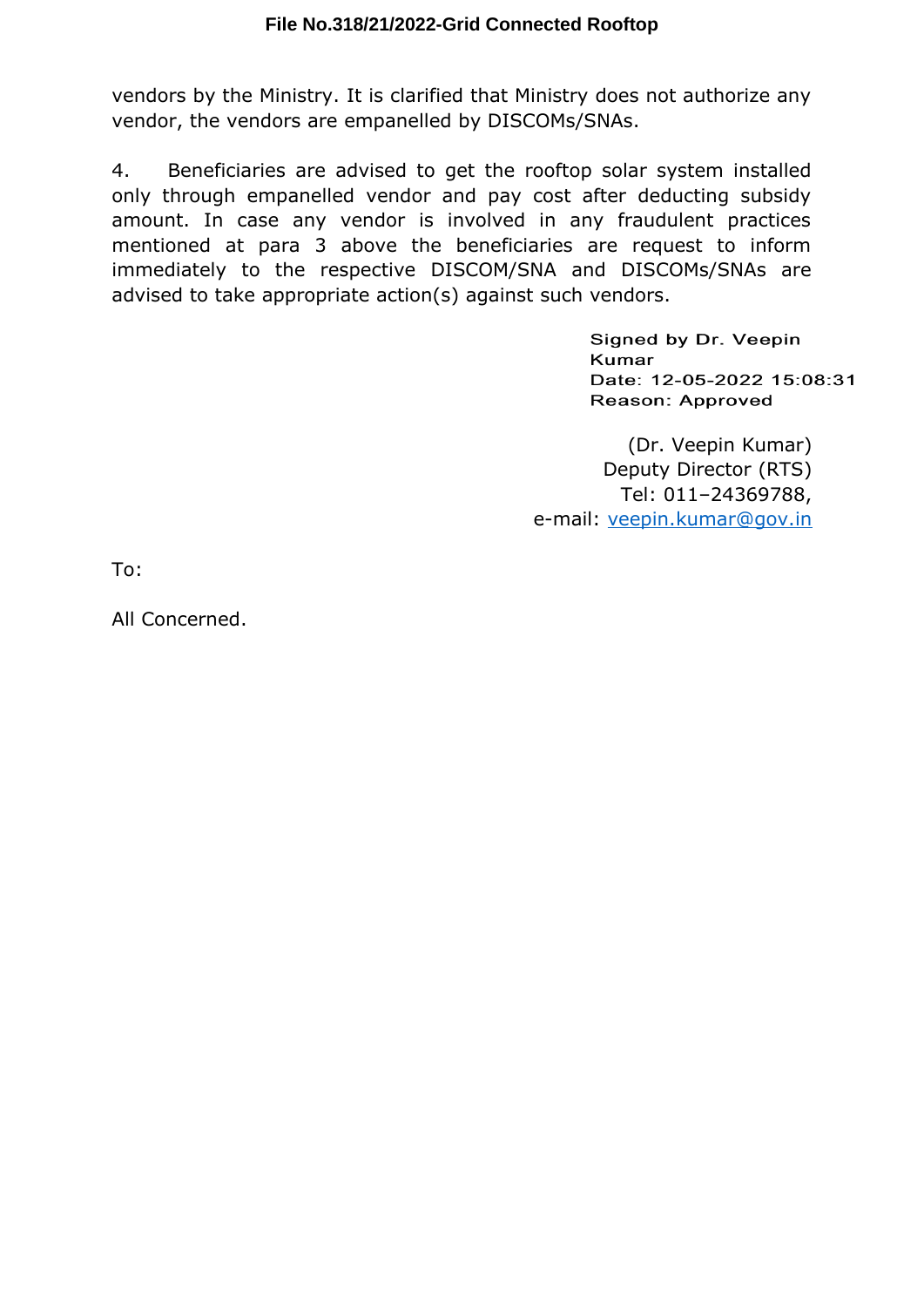vendors by the Ministry. It is clarified that Ministry does not authorize any vendor, the vendors are empanelled by DISCOMs/SNAs.

4. Beneficiaries are advised to get the rooftop solar system installed only through empanelled vendor and pay cost after deducting subsidy amount. In case any vendor is involved in any fraudulent practices mentioned at para 3 above the beneficiaries are request to inform immediately to the respective DISCOM/SNA and DISCOMs/SNAs are advised to take appropriate action(s) against such vendors.

Signed by Dr. Veepin Kumar
Date: 12-05-2022 15:08:31
Reason: Approved

(Dr. Veepin Kumar)
Deputy Director (RTS)
Tel: 011–24369788,
e-mail: veepin.kumar@gov.in

To:

All Concerned.